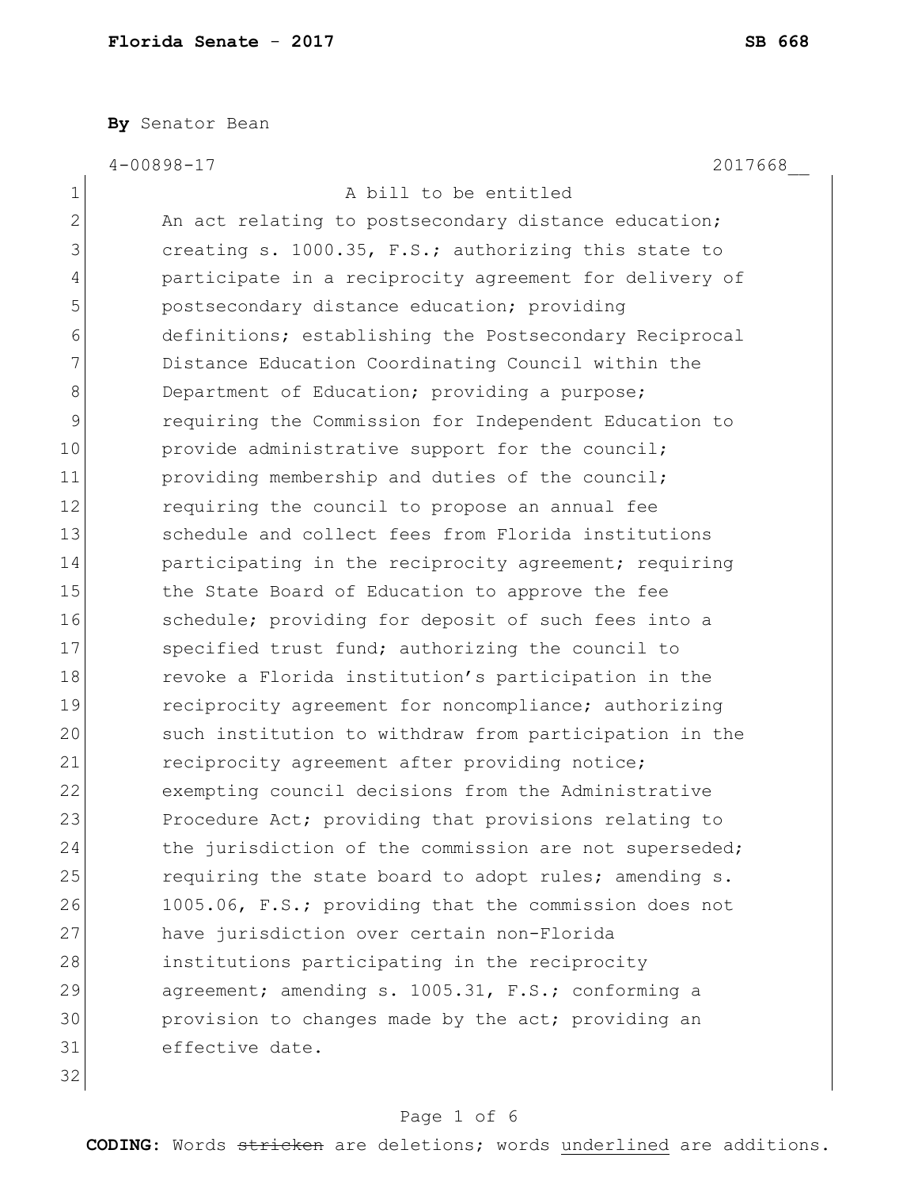**By** Senator Bean

4-00898-17 2017668__

A bill to be entitled

An act relating to postsecondary distance education; creating s. 1000.35, F.S.; authorizing this state to participate in a reciprocity agreement for delivery of postsecondary distance education; providing definitions; establishing the Postsecondary Reciprocal Distance Education Coordinating Council within the Department of Education; providing a purpose; requiring the Commission for Independent Education to provide administrative support for the council; providing membership and duties of the council; requiring the council to propose an annual fee schedule and collect fees from Florida institutions participating in the reciprocity agreement; requiring the State Board of Education to approve the fee schedule; providing for deposit of such fees into a specified trust fund; authorizing the council to revoke a Florida institution's participation in the reciprocity agreement for noncompliance; authorizing such institution to withdraw from participation in the reciprocity agreement after providing notice; exempting council decisions from the Administrative Procedure Act; providing that provisions relating to the jurisdiction of the commission are not superseded; requiring the state board to adopt rules; amending s. 1005.06, F.S.; providing that the commission does not have jurisdiction over certain non-Florida institutions participating in the reciprocity agreement; amending s. 1005.31, F.S.; conforming a provision to changes made by the act; providing an effective date.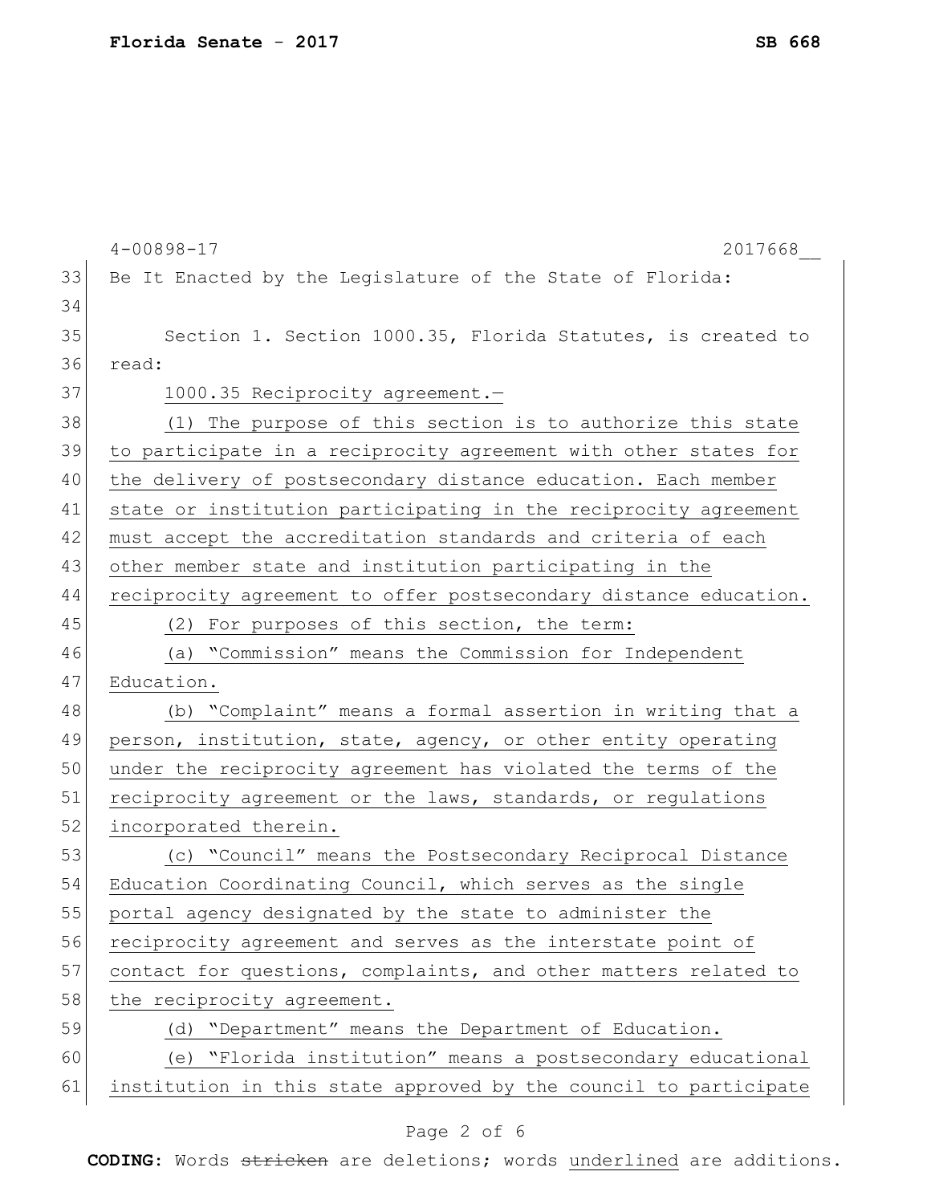Be It Enacted by the Legislature of the State of Florida:

Section 1. Section 1000.35, Florida Statutes, is created to read:

1000.35 Reciprocity agreement.—

(1) The purpose of this section is to authorize this state to participate in a reciprocity agreement with other states for the delivery of postsecondary distance education. Each member state or institution participating in the reciprocity agreement must accept the accreditation standards and criteria of each other member state and institution participating in the reciprocity agreement to offer postsecondary distance education.

(2) For purposes of this section, the term:

(a) "Commission" means the Commission for Independent Education.

(b) "Complaint" means a formal assertion in writing that a person, institution, state, agency, or other entity operating under the reciprocity agreement has violated the terms of the reciprocity agreement or the laws, standards, or regulations incorporated therein.

(c) "Council" means the Postsecondary Reciprocal Distance Education Coordinating Council, which serves as the single portal agency designated by the state to administer the reciprocity agreement and serves as the interstate point of contact for questions, complaints, and other matters related to the reciprocity agreement.

(d) "Department" means the Department of Education.

(e) "Florida institution" means a postsecondary educational institution in this state approved by the council to participate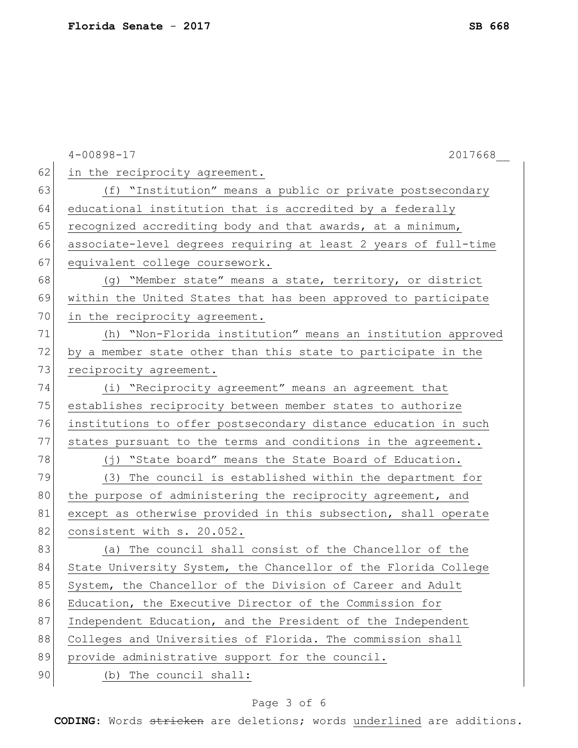in the reciprocity agreement.

(f) "Institution" means a public or private postsecondary educational institution that is accredited by a federally recognized accrediting body and that awards, at a minimum, associate-level degrees requiring at least 2 years of full-time equivalent college coursework.

(g) "Member state" means a state, territory, or district within the United States that has been approved to participate in the reciprocity agreement.

(h) "Non-Florida institution" means an institution approved by a member state other than this state to participate in the reciprocity agreement.

(i) "Reciprocity agreement" means an agreement that establishes reciprocity between member states to authorize institutions to offer postsecondary distance education in such states pursuant to the terms and conditions in the agreement.

(j) "State board" means the State Board of Education.

(3) The council is established within the department for the purpose of administering the reciprocity agreement, and except as otherwise provided in this subsection, shall operate consistent with s. 20.052.

(a) The council shall consist of the Chancellor of the State University System, the Chancellor of the Florida College System, the Chancellor of the Division of Career and Adult Education, the Executive Director of the Commission for Independent Education, and the President of the Independent Colleges and Universities of Florida. The commission shall provide administrative support for the council.

(b) The council shall: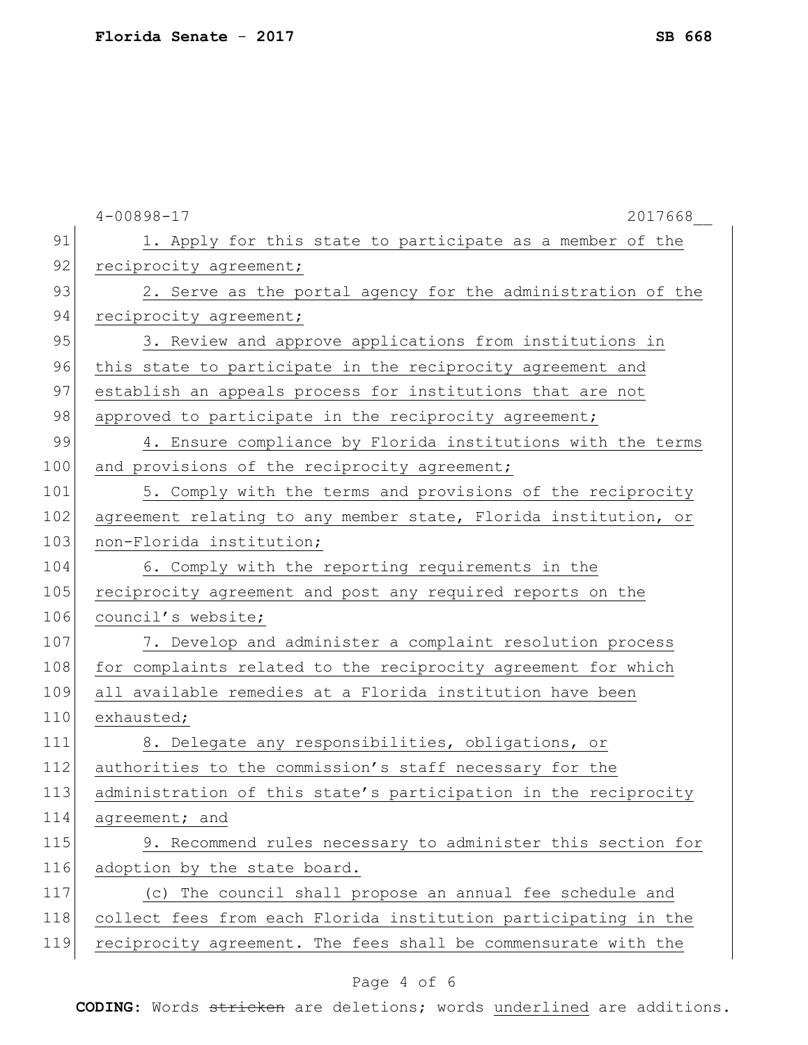1. Apply for this state to participate as a member of the reciprocity agreement;

2. Serve as the portal agency for the administration of the reciprocity agreement;

3. Review and approve applications from institutions in this state to participate in the reciprocity agreement and establish an appeals process for institutions that are not approved to participate in the reciprocity agreement;

4. Ensure compliance by Florida institutions with the terms and provisions of the reciprocity agreement;

5. Comply with the terms and provisions of the reciprocity agreement relating to any member state, Florida institution, or non-Florida institution;

6. Comply with the reporting requirements in the reciprocity agreement and post any required reports on the council's website;

7. Develop and administer a complaint resolution process for complaints related to the reciprocity agreement for which all available remedies at a Florida institution have been exhausted;

8. Delegate any responsibilities, obligations, or authorities to the commission's staff necessary for the administration of this state's participation in the reciprocity agreement; and

9. Recommend rules necessary to administer this section for adoption by the state board.

(c) The council shall propose an annual fee schedule and collect fees from each Florida institution participating in the reciprocity agreement. The fees shall be commensurate with the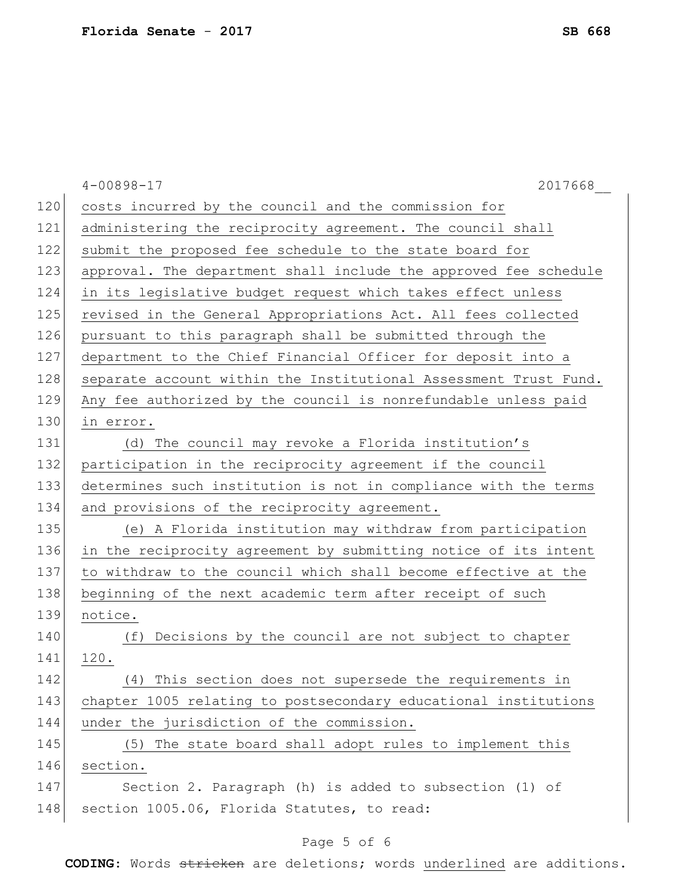costs incurred by the council and the commission for administering the reciprocity agreement. The council shall submit the proposed fee schedule to the state board for approval. The department shall include the approved fee schedule in its legislative budget request which takes effect unless revised in the General Appropriations Act. All fees collected pursuant to this paragraph shall be submitted through the department to the Chief Financial Officer for deposit into a separate account within the Institutional Assessment Trust Fund. Any fee authorized by the council is nonrefundable unless paid in error.

(d) The council may revoke a Florida institution's participation in the reciprocity agreement if the council determines such institution is not in compliance with the terms and provisions of the reciprocity agreement.

(e) A Florida institution may withdraw from participation in the reciprocity agreement by submitting notice of its intent to withdraw to the council which shall become effective at the beginning of the next academic term after receipt of such notice.

(f) Decisions by the council are not subject to chapter 120.

(4) This section does not supersede the requirements in chapter 1005 relating to postsecondary educational institutions under the jurisdiction of the commission.

(5) The state board shall adopt rules to implement this section.

Section 2. Paragraph (h) is added to subsection (1) of section 1005.06, Florida Statutes, to read: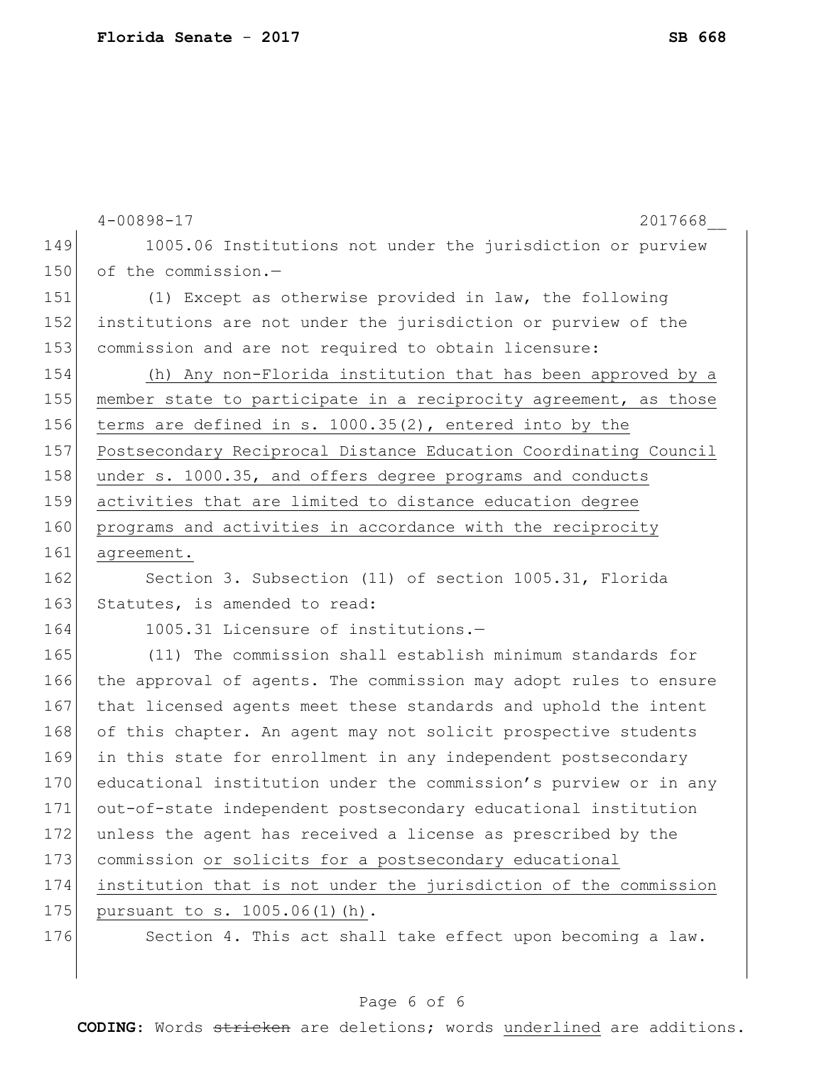1005.06 Institutions not under the jurisdiction or purview of the commission.—

(1) Except as otherwise provided in law, the following institutions are not under the jurisdiction or purview of the commission and are not required to obtain licensure:

<u>(h) Any non-Florida institution that has been approved by a member state to participate in a reciprocity agreement, as those terms are defined in s. 1000.35(2), entered into by the Postsecondary Reciprocal Distance Education Coordinating Council under s. 1000.35, and offers degree programs and conducts activities that are limited to distance education degree programs and activities in accordance with the reciprocity agreement.</u>

Section 3. Subsection (11) of section 1005.31, Florida Statutes, is amended to read:

1005.31 Licensure of institutions.—

(11) The commission shall establish minimum standards for the approval of agents. The commission may adopt rules to ensure that licensed agents meet these standards and uphold the intent of this chapter. An agent may not solicit prospective students in this state for enrollment in any independent postsecondary educational institution under the commission's purview or in any out-of-state independent postsecondary educational institution unless the agent has received a license as prescribed by the commission <u>or solicits for a postsecondary educational institution that is not under the jurisdiction of the commission pursuant to s. 1005.06(1)(h)</u>.

Section 4. This act shall take effect upon becoming a law.

**CODING:** Words ~~stricken~~ are deletions; words <u>underlined</u> are additions.